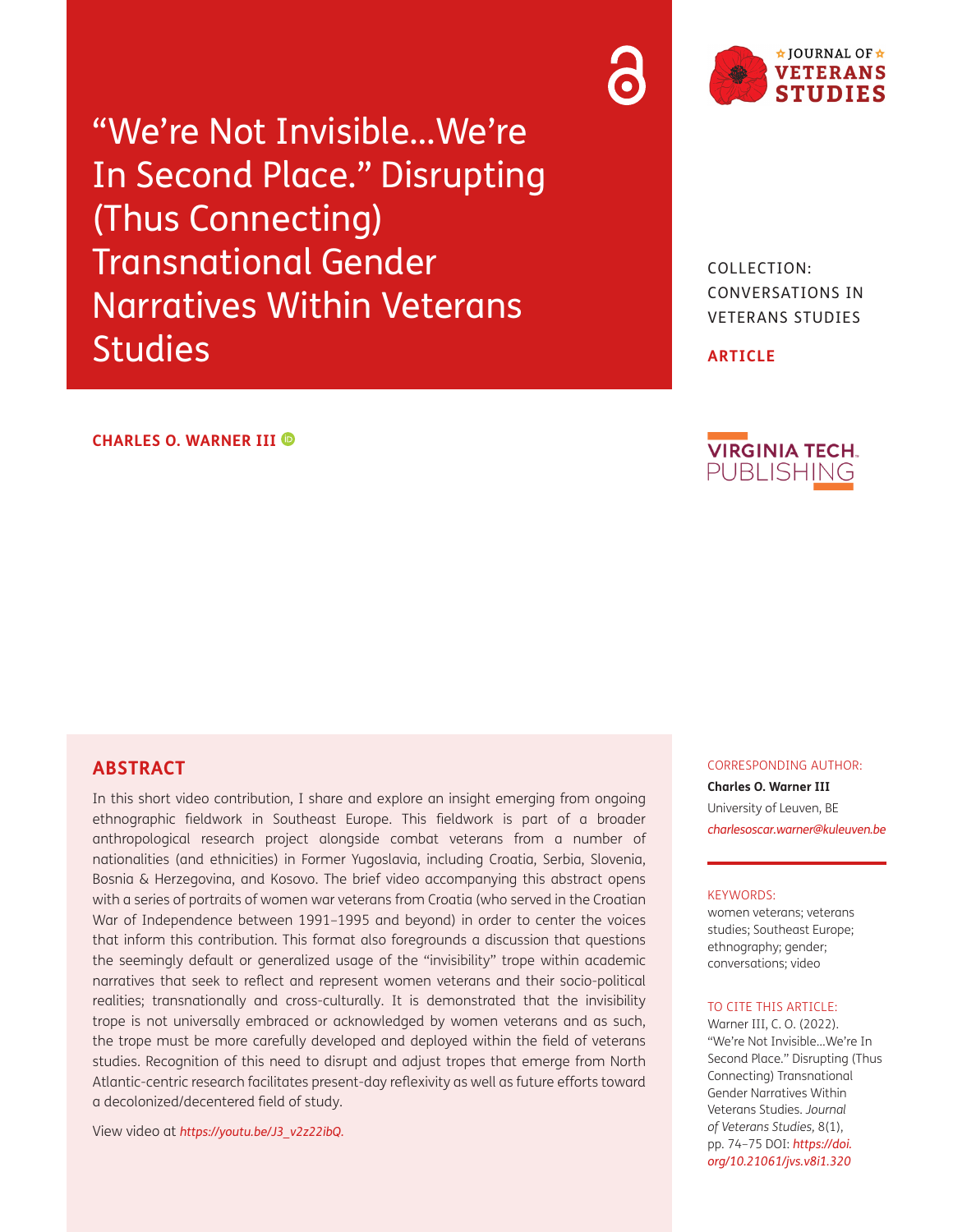# "We're Not Invisible...We're In Second Place." Disrupting (Thus Connecting) Transnational Gender Narratives Within Veterans Studies

COLLECTION: CONVERSATIONS IN VETERANS STUDIES

**ARTICLE**

**CHARLES O. WARNER III**

## ABSTRACT

In this short video contribution, I share and explore an insight emerging from ongoing ethnographic fieldwork in Southeast Europe. This fieldwork is part of a broader anthropological research project alongside combat veterans from a number of nationalities (and ethnicities) in Former Yugoslavia, including Croatia, Serbia, Slovenia, Bosnia & Herzegovina, and Kosovo. The brief video accompanying this abstract opens with a series of portraits of women war veterans from Croatia (who served in the Croatian War of Independence between 1991–1995 and beyond) in order to center the voices that inform this contribution. This format also foregrounds a discussion that questions the seemingly default or generalized usage of the "invisibility" trope within academic narratives that seek to reflect and represent women veterans and their socio-political realities; transnationally and cross-culturally. It is demonstrated that the invisibility trope is not universally embraced or acknowledged by women veterans and as such, the trope must be more carefully developed and deployed within the field of veterans studies. Recognition of this need to disrupt and adjust tropes that emerge from North Atlantic-centric research facilitates present-day reflexivity as well as future efforts toward a decolonized/decentered field of study.

View video at *https://youtu.be/J3_v2z22ibQ.*

CORRESPONDING AUTHOR:

**Charles O. Warner III**

University of Leuven, BE

*charlesoscar.warner@kuleuven.be*

KEYWORDS:

women veterans; veterans studies; Southeast Europe; ethnography; gender; conversations; video

TO CITE THIS ARTICLE:

Warner III, C. O. (2022). "We're Not Invisible...We're In Second Place." Disrupting (Thus Connecting) Transnational Gender Narratives Within Veterans Studies. *Journal of Veterans Studies,* 8(1), pp. 74–75 DOI: *https://doi.org/10.21061/jvs.v8i1.320*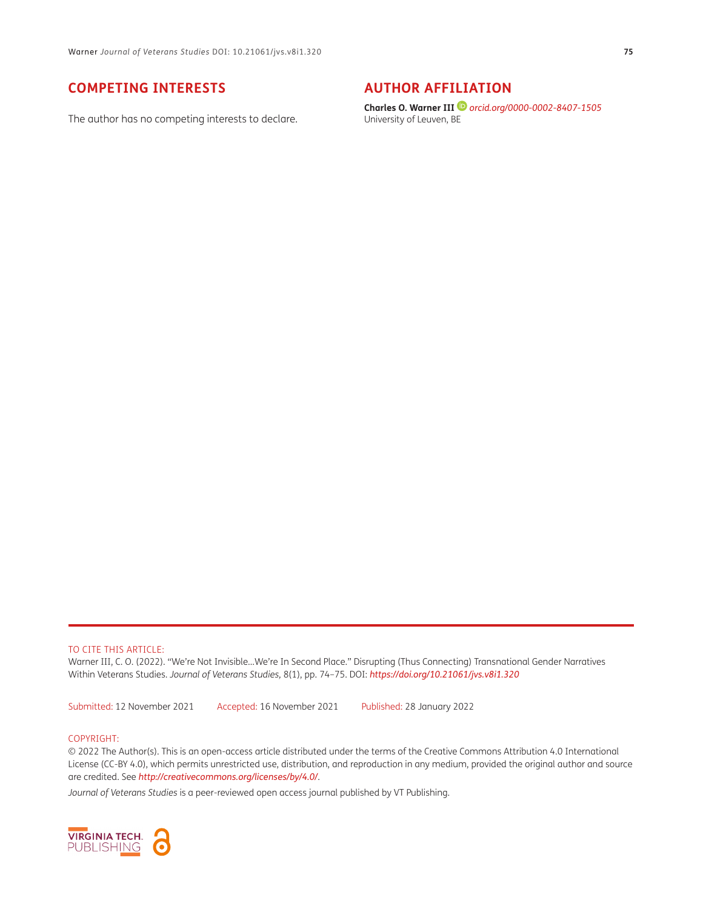## COMPETING INTERESTS

The author has no competing interests to declare.

## AUTHOR AFFILIATION

**Charles O. Warner III** *orcid.org/0000-0002-8407-1505*
University of Leuven, BE

TO CITE THIS ARTICLE:

Warner III, C. O. (2022). "We're Not Invisible...We're In Second Place." Disrupting (Thus Connecting) Transnational Gender Narratives Within Veterans Studies. *Journal of Veterans Studies,* 8(1), pp. 74–75. DOI: *https://doi.org/10.21061/jvs.v8i1.320*

Submitted: 12 November 2021 Accepted: 16 November 2021 Published: 28 January 2022

COPYRIGHT:

© 2022 The Author(s). This is an open-access article distributed under the terms of the Creative Commons Attribution 4.0 International License (CC-BY 4.0), which permits unrestricted use, distribution, and reproduction in any medium, provided the original author and source are credited. See *http://creativecommons.org/licenses/by/4.0/*.

*Journal of Veterans Studies* is a peer-reviewed open access journal published by VT Publishing.